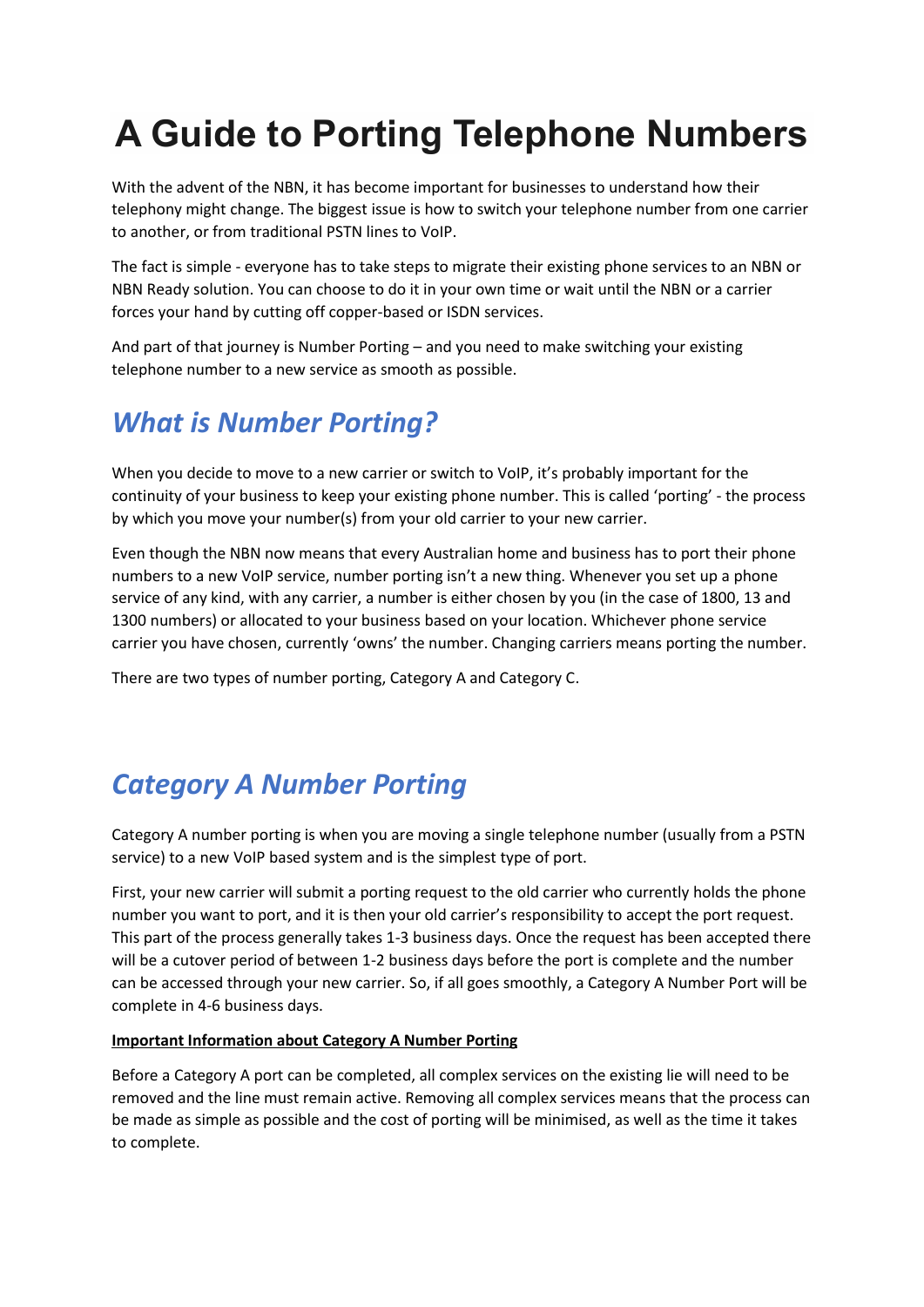# A Guide to Porting Telephone Numbers

With the advent of the NBN, it has become important for businesses to understand how their telephony might change. The biggest issue is how to switch your telephone number from one carrier to another, or from traditional PSTN lines to VoIP.

The fact is simple - everyone has to take steps to migrate their existing phone services to an NBN or NBN Ready solution. You can choose to do it in your own time or wait until the NBN or a carrier forces your hand by cutting off copper-based or ISDN services.

And part of that journey is Number Porting – and you need to make switching your existing telephone number to a new service as smooth as possible.

## *What is Number Porting?*

When you decide to move to a new carrier or switch to VoIP, it's probably important for the continuity of your business to keep your existing phone number. This is called 'porting' - the process by which you move your number(s) from your old carrier to your new carrier.

Even though the NBN now means that every Australian home and business has to port their phone numbers to a new VoIP service, number porting isn't a new thing. Whenever you set up a phone service of any kind, with any carrier, a number is either chosen by you (in the case of 1800, 13 and 1300 numbers) or allocated to your business based on your location. Whichever phone service carrier you have chosen, currently 'owns' the number. Changing carriers means porting the number.

There are two types of number porting, Category A and Category C.

## *Category A Number Porting*

Category A number porting is when you are moving a single telephone number (usually from a PSTN service) to a new VoIP based system and is the simplest type of port.

First, your new carrier will submit a porting request to the old carrier who currently holds the phone number you want to port, and it is then your old carrier's responsibility to accept the port request. This part of the process generally takes 1-3 business days. Once the request has been accepted there will be a cutover period of between 1-2 business days before the port is complete and the number can be accessed through your new carrier. So, if all goes smoothly, a Category A Number Port will be complete in 4-6 business days.

**Important Information about Category A Number Porting**

Before a Category A port can be completed, all complex services on the existing lie will need to be removed and the line must remain active. Removing all complex services means that the process can be made as simple as possible and the cost of porting will be minimised, as well as the time it takes to complete.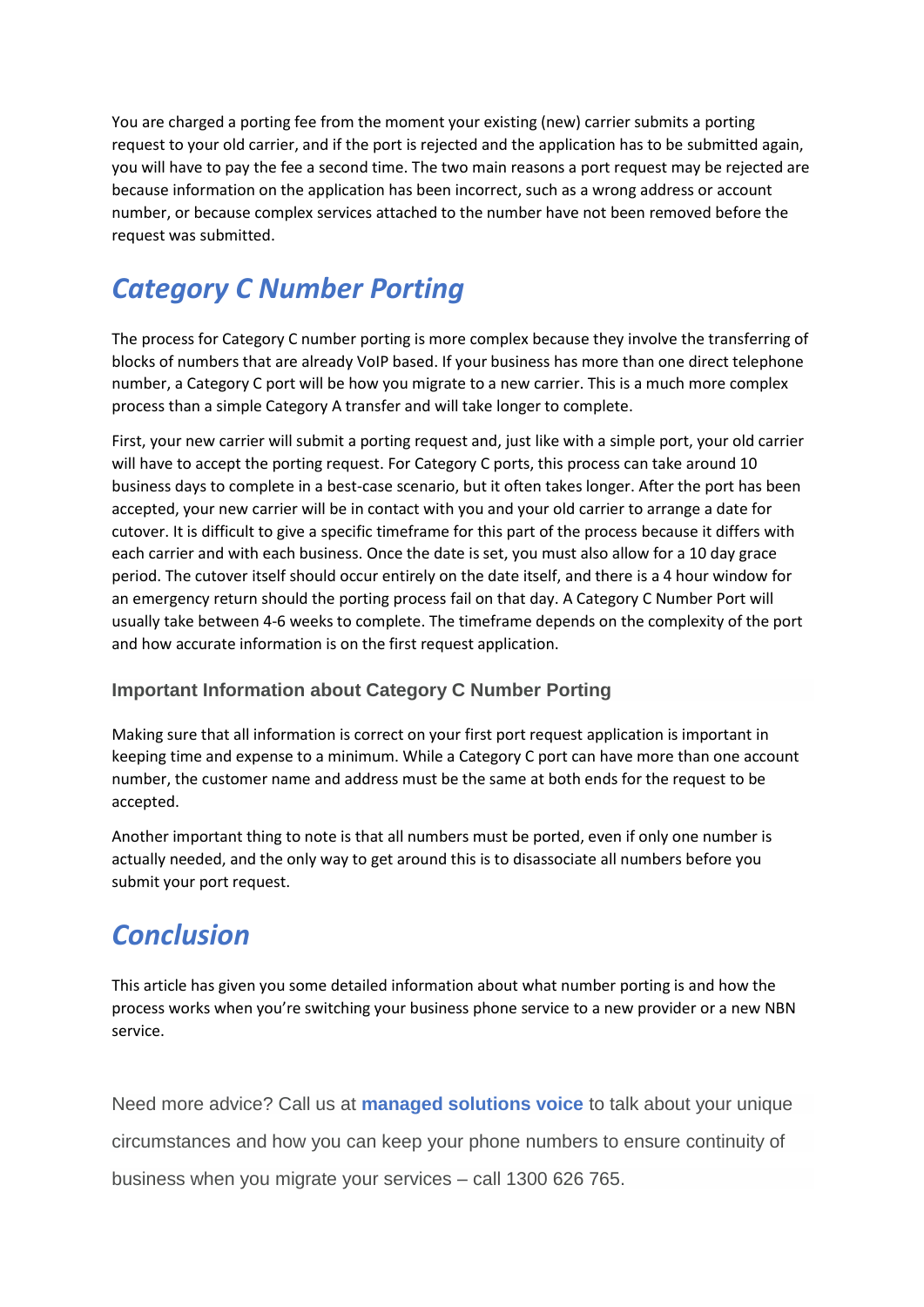You are charged a porting fee from the moment your existing (new) carrier submits a porting request to your old carrier, and if the port is rejected and the application has to be submitted again, you will have to pay the fee a second time. The two main reasons a port request may be rejected are because information on the application has been incorrect, such as a wrong address or account number, or because complex services attached to the number have not been removed before the request was submitted.

## *Category C Number Porting*

The process for Category C number porting is more complex because they involve the transferring of blocks of numbers that are already VoIP based. If your business has more than one direct telephone number, a Category C port will be how you migrate to a new carrier. This is a much more complex process than a simple Category A transfer and will take longer to complete.

First, your new carrier will submit a porting request and, just like with a simple port, your old carrier will have to accept the porting request. For Category C ports, this process can take around 10 business days to complete in a best-case scenario, but it often takes longer. After the port has been accepted, your new carrier will be in contact with you and your old carrier to arrange a date for cutover. It is difficult to give a specific timeframe for this part of the process because it differs with each carrier and with each business. Once the date is set, you must also allow for a 10 day grace period. The cutover itself should occur entirely on the date itself, and there is a 4 hour window for an emergency return should the porting process fail on that day. A Category C Number Port will usually take between 4-6 weeks to complete. The timeframe depends on the complexity of the port and how accurate information is on the first request application.

### Important Information about Category C Number Porting

Making sure that all information is correct on your first port request application is important in keeping time and expense to a minimum. While a Category C port can have more than one account number, the customer name and address must be the same at both ends for the request to be accepted.

Another important thing to note is that all numbers must be ported, even if only one number is actually needed, and the only way to get around this is to disassociate all numbers before you submit your port request.

## *Conclusion*

This article has given you some detailed information about what number porting is and how the process works when you're switching your business phone service to a new provider or a new NBN service.

Need more advice? Call us at **managed solutions voice** to talk about your unique circumstances and how you can keep your phone numbers to ensure continuity of business when you migrate your services – call 1300 626 765.